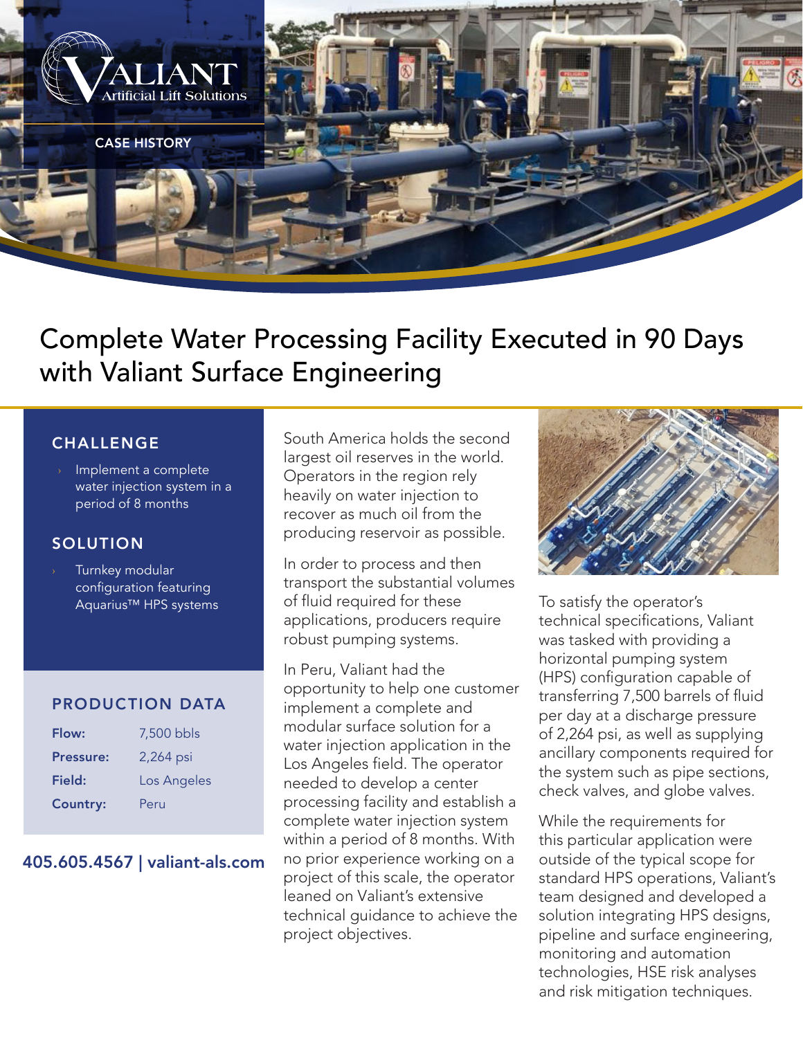VALIANT
Artificial Lift Solutions

CASE HISTORY

# Complete Water Processing Facility Executed in 90 Days with Valiant Surface Engineering

## CHALLENGE

- Implement a complete water injection system in a period of 8 months

## SOLUTION

- Turnkey modular configuration featuring Aquarius™ HPS systems

## PRODUCTION DATA

| | |
|---|---|
| **Flow:** | 7,500 bbls |
| **Pressure:** | 2,264 psi |
| **Field:** | Los Angeles |
| **Country:** | Peru |

**405.605.4567 | valiant-als.com**

South America holds the second largest oil reserves in the world. Operators in the region rely heavily on water injection to recover as much oil from the producing reservoir as possible.

In order to process and then transport the substantial volumes of fluid required for these applications, producers require robust pumping systems.

In Peru, Valiant had the opportunity to help one customer implement a complete and modular surface solution for a water injection application in the Los Angeles field. The operator needed to develop a center processing facility and establish a complete water injection system within a period of 8 months. With no prior experience working on a project of this scale, the operator leaned on Valiant's extensive technical guidance to achieve the project objectives.

To satisfy the operator's technical specifications, Valiant was tasked with providing a horizontal pumping system (HPS) configuration capable of transferring 7,500 barrels of fluid per day at a discharge pressure of 2,264 psi, as well as supplying ancillary components required for the system such as pipe sections, check valves, and globe valves.

While the requirements for this particular application were outside of the typical scope for standard HPS operations, Valiant's team designed and developed a solution integrating HPS designs, pipeline and surface engineering, monitoring and automation technologies, HSE risk analyses and risk mitigation techniques.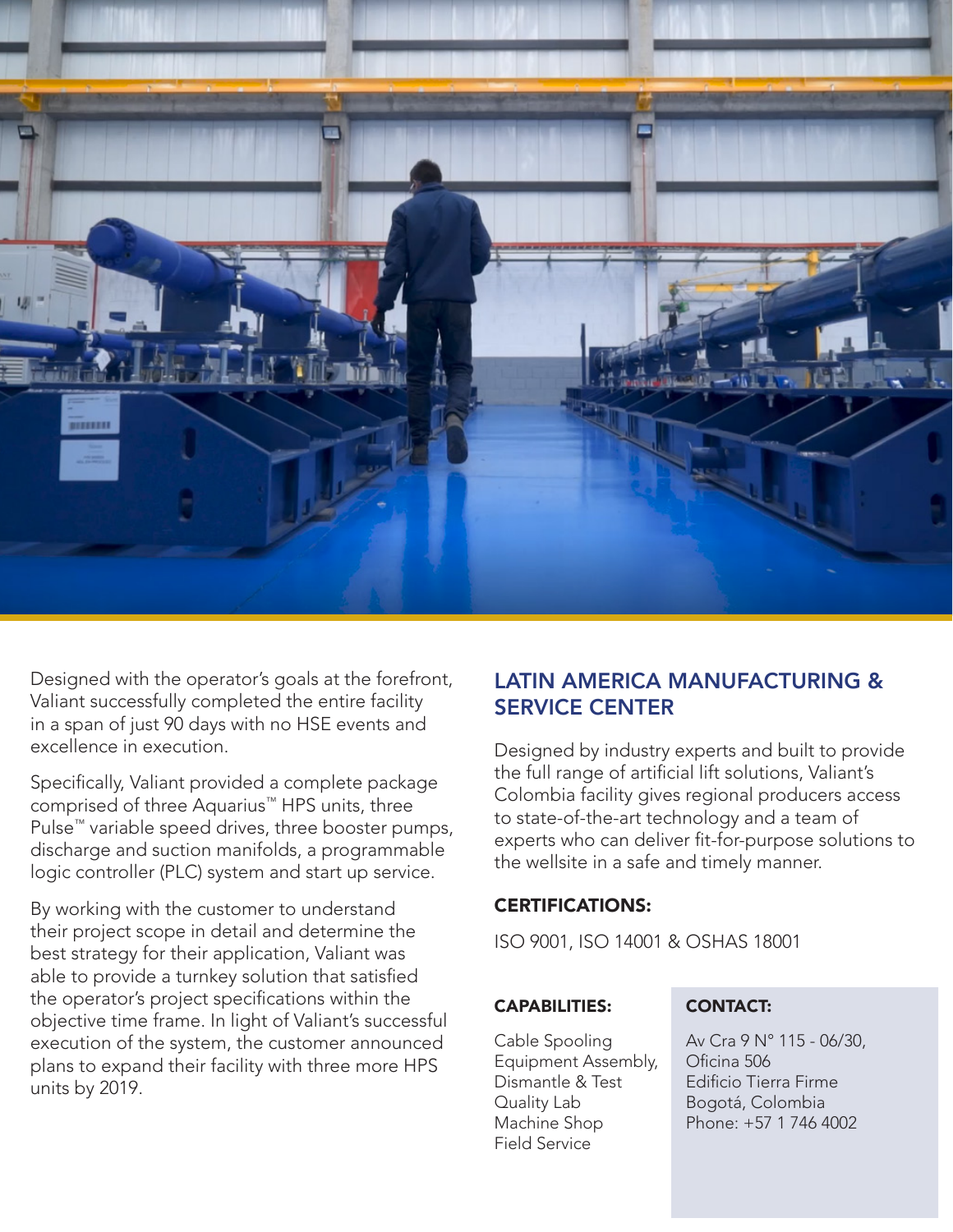Designed with the operator's goals at the forefront, Valiant successfully completed the entire facility in a span of just 90 days with no HSE events and excellence in execution.

Specifically, Valiant provided a complete package comprised of three Aquarius™ HPS units, three Pulse™ variable speed drives, three booster pumps, discharge and suction manifolds, a programmable logic controller (PLC) system and start up service.

By working with the customer to understand their project scope in detail and determine the best strategy for their application, Valiant was able to provide a turnkey solution that satisfied the operator's project specifications within the objective time frame. In light of Valiant's successful execution of the system, the customer announced plans to expand their facility with three more HPS units by 2019.

## LATIN AMERICA MANUFACTURING & SERVICE CENTER

Designed by industry experts and built to provide the full range of artificial lift solutions, Valiant's Colombia facility gives regional producers access to state-of-the-art technology and a team of experts who can deliver fit-for-purpose solutions to the wellsite in a safe and timely manner.

### CERTIFICATIONS:

ISO 9001, ISO 14001 & OSHAS 18001

### CAPABILITIES:

Cable Spooling
Equipment Assembly, Dismantle & Test
Quality Lab
Machine Shop
Field Service

### CONTACT:

Av Cra 9 N° 115 - 06/30,
Oficina 506
Edificio Tierra Firme
Bogotá, Colombia
Phone: +57 1 746 4002